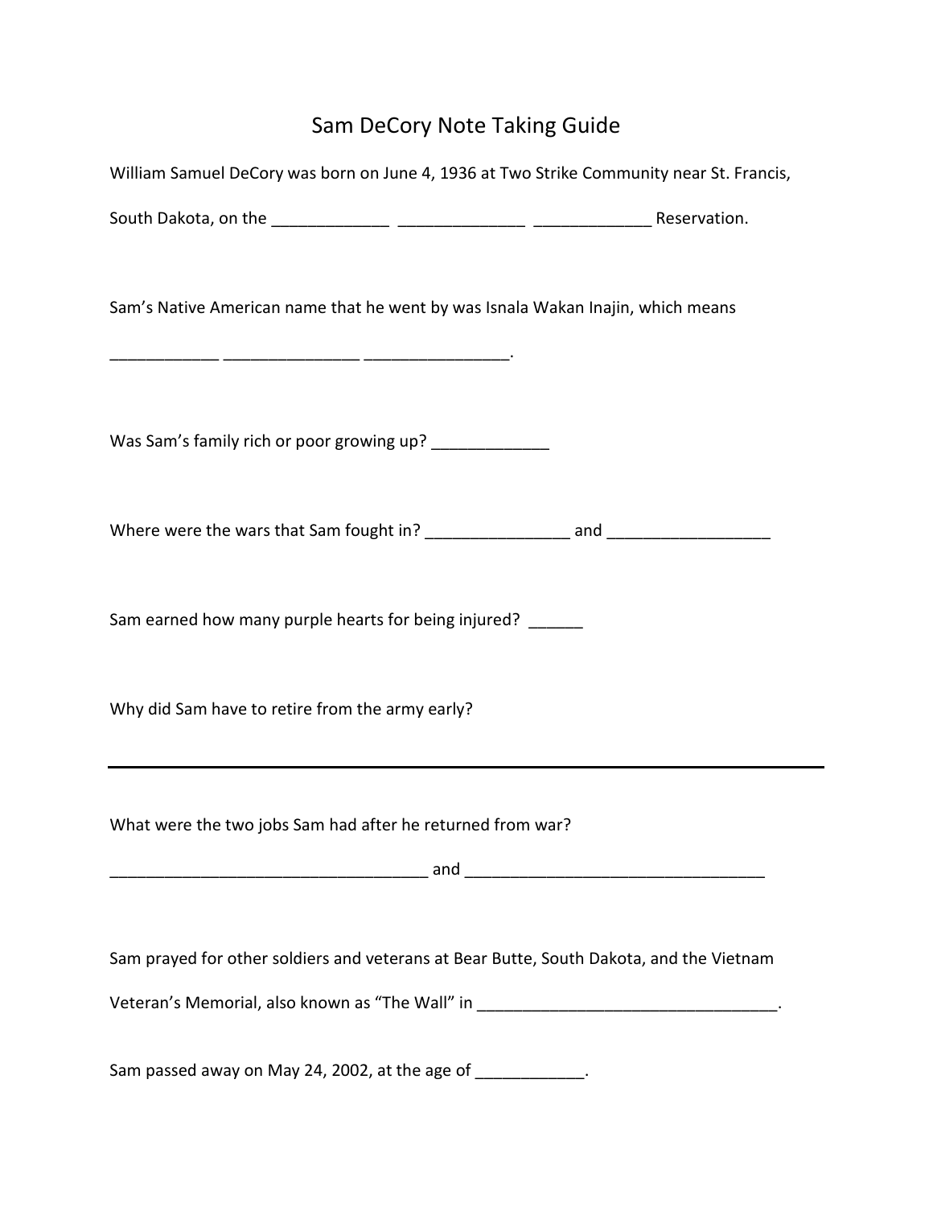# Sam DeCory Note Taking Guide

William Samuel DeCory was born on June 4, 1936 at Two Strike Community near St. Francis, South Dakota, on the _____________ ______________ _____________ Reservation.

Sam's Native American name that he went by was Isnala Wakan Inajin, which means ____________ _______________ ________________.

Was Sam's family rich or poor growing up? _____________

Where were the wars that Sam fought in? ________________ and __________________

Sam earned how many purple hearts for being injured? ______

Why did Sam have to retire from the army early?

___

What were the two jobs Sam had after he returned from war?

____________________________________ and _________________________________

Sam prayed for other soldiers and veterans at Bear Butte, South Dakota, and the Vietnam Veteran's Memorial, also known as "The Wall" in _________________________________.

Sam passed away on May 24, 2002, at the age of ____________.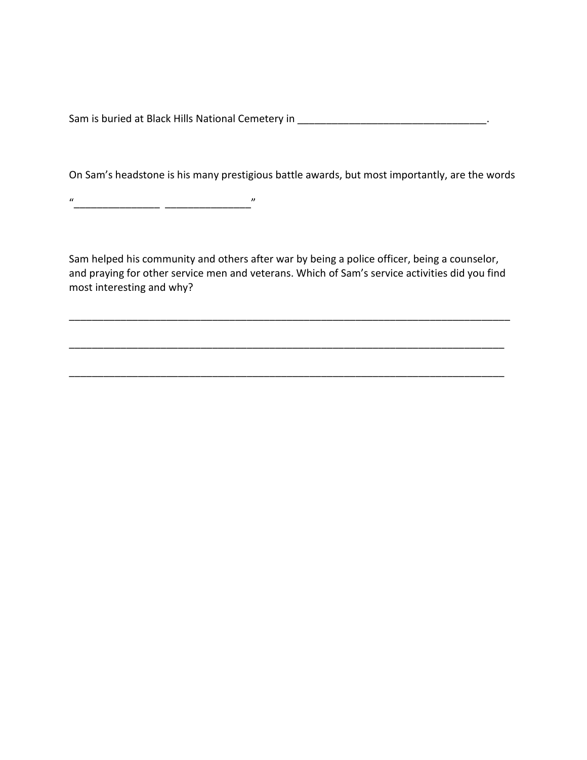Sam is buried at Black Hills National Cemetery in _________________________________.

On Sam's headstone is his many prestigious battle awards, but most importantly, are the words

"______________ ______________"

Sam helped his community and others after war by being a police officer, being a counselor, and praying for other service men and veterans. Which of Sam's service activities did you find most interesting and why?

_______________________________________________________________________________

_______________________________________________________________________________

_______________________________________________________________________________